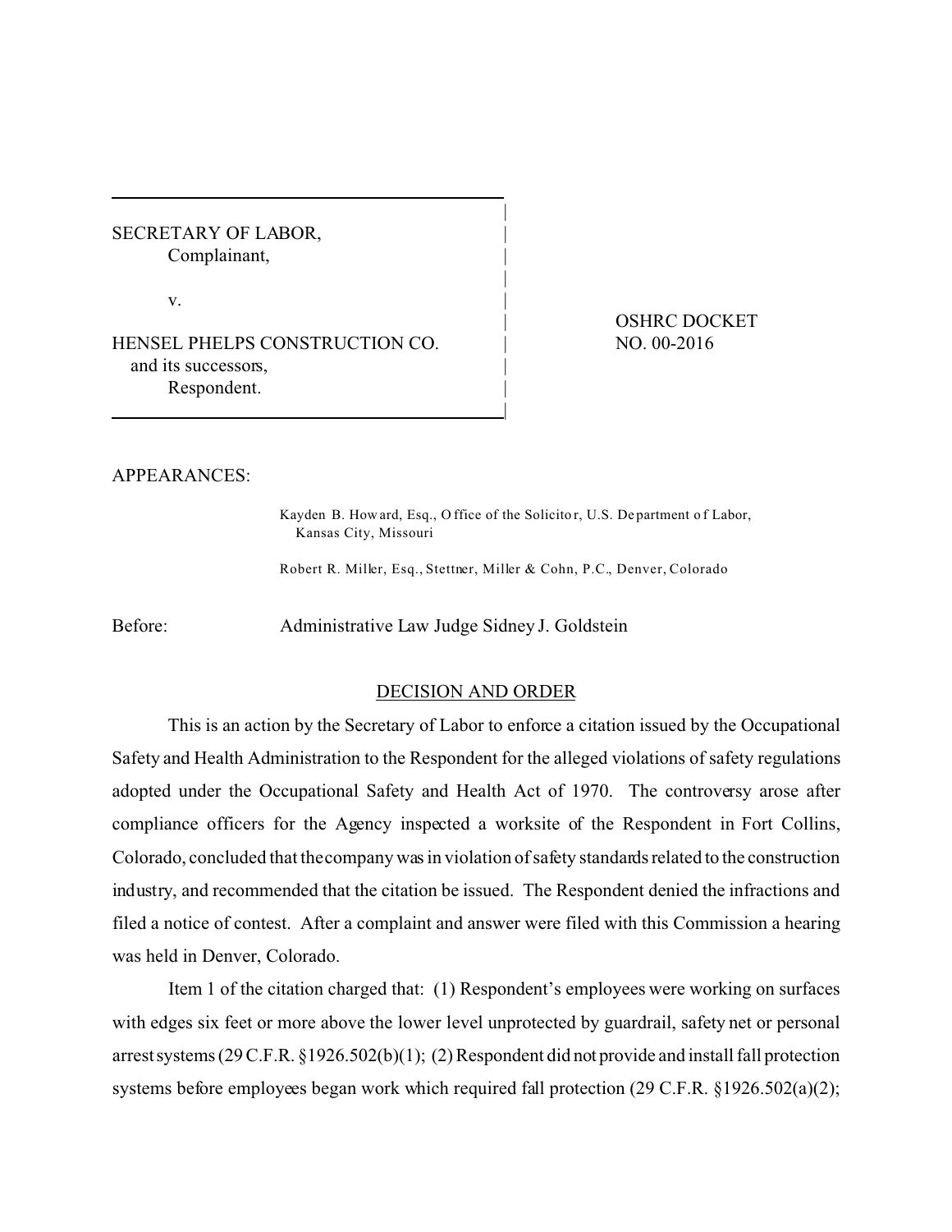SECRETARY OF LABOR,
Complainant,

v.

HENSEL PHELPS CONSTRUCTION CO.
and its successors,
Respondent.

OSHRC DOCKET
NO. 00-2016

APPEARANCES:

Kayden B. Howard, Esq., Office of the Solicitor, U.S. Department of Labor, Kansas City, Missouri

Robert R. Miller, Esq., Stettner, Miller & Cohn, P.C., Denver, Colorado

Before: Administrative Law Judge Sidney J. Goldstein

## DECISION AND ORDER

This is an action by the Secretary of Labor to enforce a citation issued by the Occupational Safety and Health Administration to the Respondent for the alleged violations of safety regulations adopted under the Occupational Safety and Health Act of 1970. The controversy arose after compliance officers for the Agency inspected a worksite of the Respondent in Fort Collins, Colorado, concluded that the company was in violation of safety standards related to the construction industry, and recommended that the citation be issued. The Respondent denied the infractions and filed a notice of contest. After a complaint and answer were filed with this Commission a hearing was held in Denver, Colorado.

Item 1 of the citation charged that: (1) Respondent's employees were working on surfaces with edges six feet or more above the lower level unprotected by guardrail, safety net or personal arrest systems (29 C.F.R. §1926.502(b)(1); (2) Respondent did not provide and install fall protection systems before employees began work which required fall protection (29 C.F.R. §1926.502(a)(2);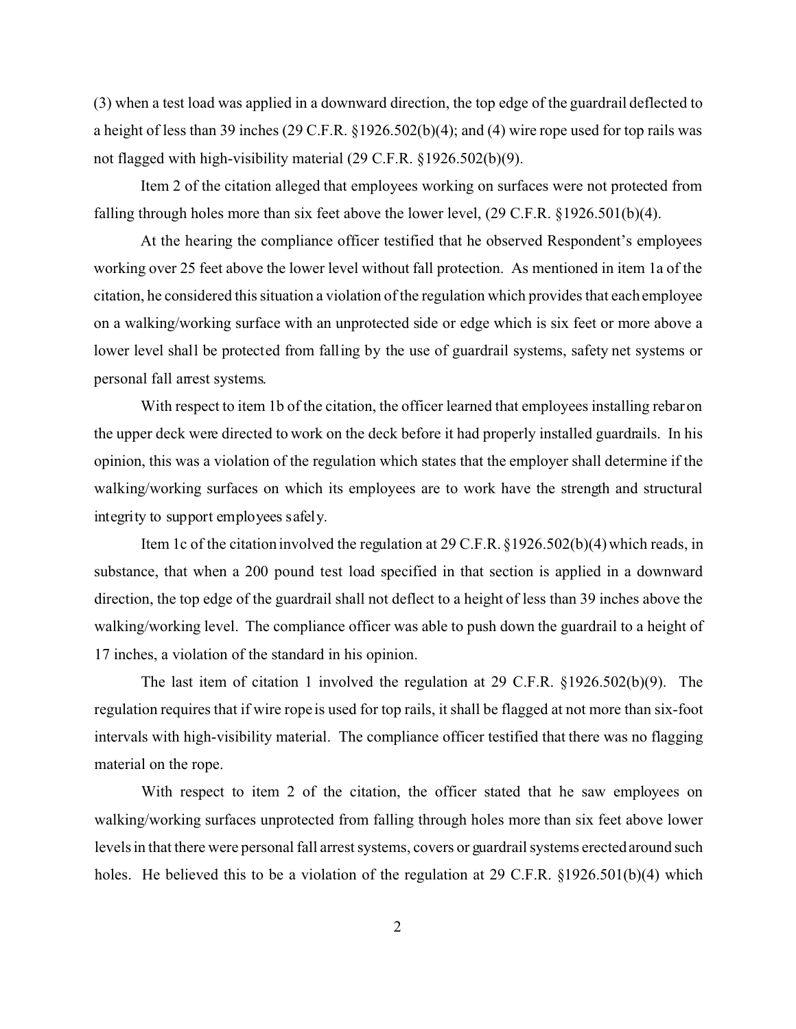(3) when a test load was applied in a downward direction, the top edge of the guardrail deflected to a height of less than 39 inches (29 C.F.R. §1926.502(b)(4); and (4) wire rope used for top rails was not flagged with high-visibility material (29 C.F.R. §1926.502(b)(9).

Item 2 of the citation alleged that employees working on surfaces were not protected from falling through holes more than six feet above the lower level, (29 C.F.R. §1926.501(b)(4).

At the hearing the compliance officer testified that he observed Respondent's employees working over 25 feet above the lower level without fall protection. As mentioned in item 1a of the citation, he considered this situation a violation of the regulation which provides that each employee on a walking/working surface with an unprotected side or edge which is six feet or more above a lower level shall be protected from falling by the use of guardrail systems, safety net systems or personal fall arrest systems.

With respect to item 1b of the citation, the officer learned that employees installing rebar on the upper deck were directed to work on the deck before it had properly installed guardrails. In his opinion, this was a violation of the regulation which states that the employer shall determine if the walking/working surfaces on which its employees are to work have the strength and structural integrity to support employees safely.

Item 1c of the citation involved the regulation at 29 C.F.R. §1926.502(b)(4) which reads, in substance, that when a 200 pound test load specified in that section is applied in a downward direction, the top edge of the guardrail shall not deflect to a height of less than 39 inches above the walking/working level. The compliance officer was able to push down the guardrail to a height of 17 inches, a violation of the standard in his opinion.

The last item of citation 1 involved the regulation at 29 C.F.R. §1926.502(b)(9). The regulation requires that if wire rope is used for top rails, it shall be flagged at not more than six-foot intervals with high-visibility material. The compliance officer testified that there was no flagging material on the rope.

With respect to item 2 of the citation, the officer stated that he saw employees on walking/working surfaces unprotected from falling through holes more than six feet above lower levels in that there were personal fall arrest systems, covers or guardrail systems erected around such holes. He believed this to be a violation of the regulation at 29 C.F.R. §1926.501(b)(4) which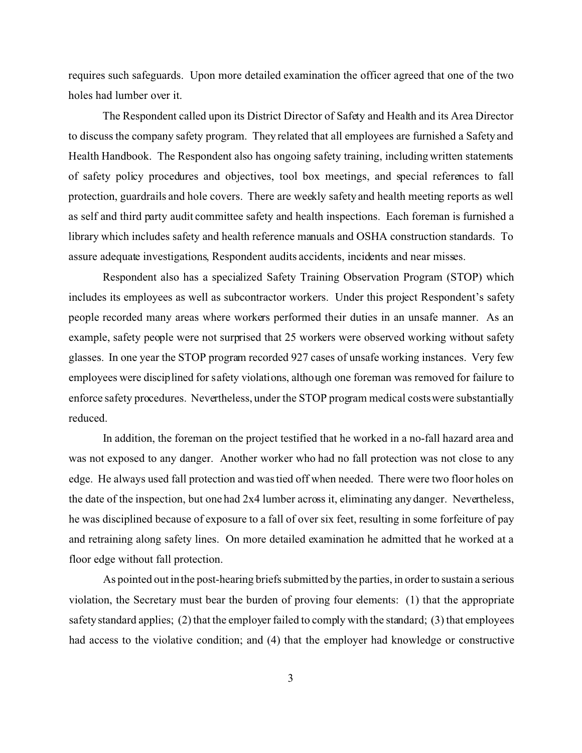requires such safeguards. Upon more detailed examination the officer agreed that one of the two holes had lumber over it.

The Respondent called upon its District Director of Safety and Health and its Area Director to discuss the company safety program. They related that all employees are furnished a Safety and Health Handbook. The Respondent also has ongoing safety training, including written statements of safety policy procedures and objectives, tool box meetings, and special references to fall protection, guardrails and hole covers. There are weekly safety and health meeting reports as well as self and third party audit committee safety and health inspections. Each foreman is furnished a library which includes safety and health reference manuals and OSHA construction standards. To assure adequate investigations, Respondent audits accidents, incidents and near misses.

Respondent also has a specialized Safety Training Observation Program (STOP) which includes its employees as well as subcontractor workers. Under this project Respondent's safety people recorded many areas where workers performed their duties in an unsafe manner. As an example, safety people were not surprised that 25 workers were observed working without safety glasses. In one year the STOP program recorded 927 cases of unsafe working instances. Very few employees were disciplined for safety violations, although one foreman was removed for failure to enforce safety procedures. Nevertheless, under the STOP program medical costs were substantially reduced.

In addition, the foreman on the project testified that he worked in a no-fall hazard area and was not exposed to any danger. Another worker who had no fall protection was not close to any edge. He always used fall protection and was tied off when needed. There were two floor holes on the date of the inspection, but one had 2x4 lumber across it, eliminating any danger. Nevertheless, he was disciplined because of exposure to a fall of over six feet, resulting in some forfeiture of pay and retraining along safety lines. On more detailed examination he admitted that he worked at a floor edge without fall protection.

As pointed out in the post-hearing briefs submitted by the parties, in order to sustain a serious violation, the Secretary must bear the burden of proving four elements: (1) that the appropriate safety standard applies; (2) that the employer failed to comply with the standard; (3) that employees had access to the violative condition; and (4) that the employer had knowledge or constructive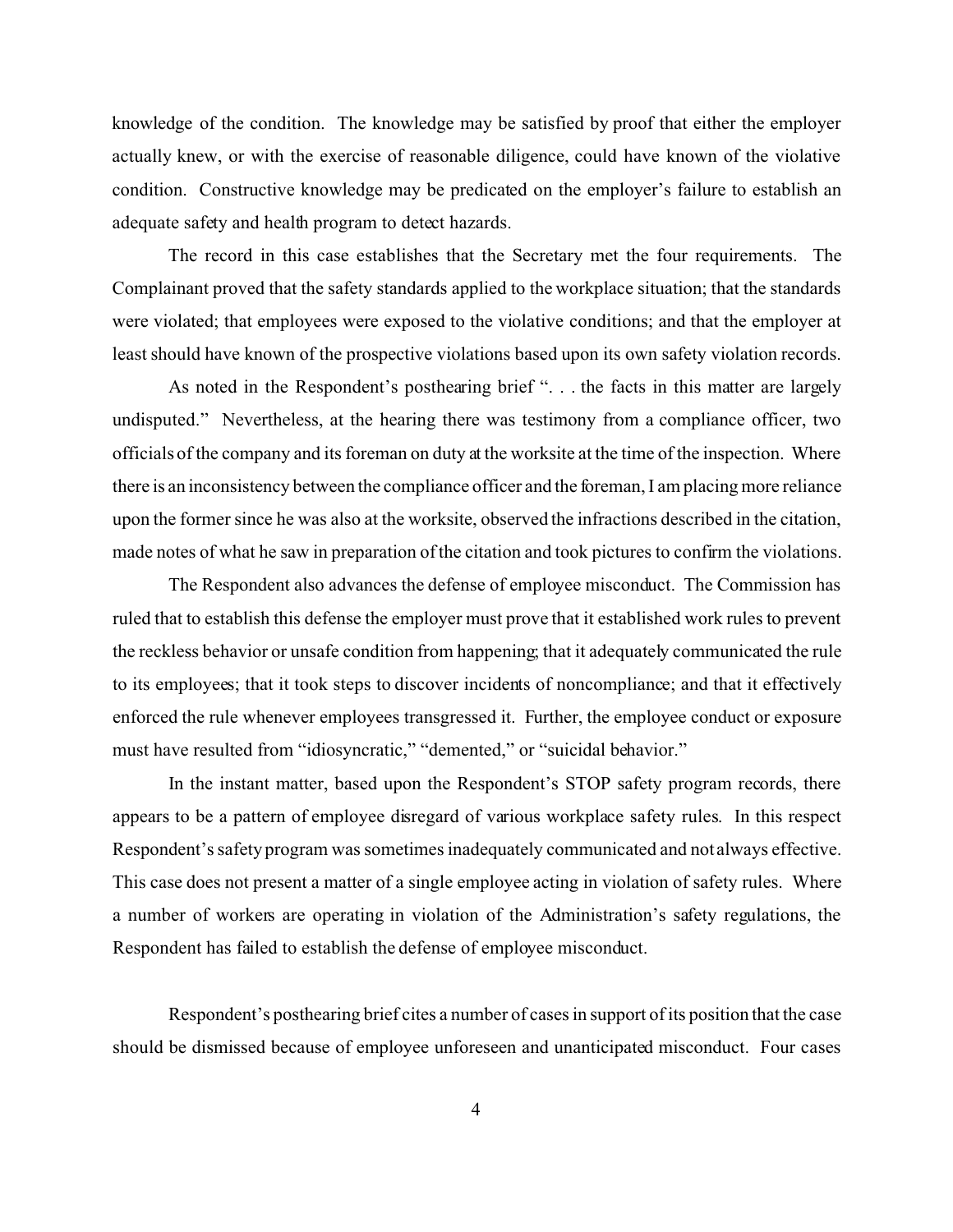knowledge of the condition. The knowledge may be satisfied by proof that either the employer actually knew, or with the exercise of reasonable diligence, could have known of the violative condition. Constructive knowledge may be predicated on the employer's failure to establish an adequate safety and health program to detect hazards.

The record in this case establishes that the Secretary met the four requirements. The Complainant proved that the safety standards applied to the workplace situation; that the standards were violated; that employees were exposed to the violative conditions; and that the employer at least should have known of the prospective violations based upon its own safety violation records.

As noted in the Respondent's posthearing brief ". . . the facts in this matter are largely undisputed." Nevertheless, at the hearing there was testimony from a compliance officer, two officials of the company and its foreman on duty at the worksite at the time of the inspection. Where there is an inconsistency between the compliance officer and the foreman, I am placing more reliance upon the former since he was also at the worksite, observed the infractions described in the citation, made notes of what he saw in preparation of the citation and took pictures to confirm the violations.

The Respondent also advances the defense of employee misconduct. The Commission has ruled that to establish this defense the employer must prove that it established work rules to prevent the reckless behavior or unsafe condition from happening; that it adequately communicated the rule to its employees; that it took steps to discover incidents of noncompliance; and that it effectively enforced the rule whenever employees transgressed it. Further, the employee conduct or exposure must have resulted from "idiosyncratic," "demented," or "suicidal behavior."

In the instant matter, based upon the Respondent's STOP safety program records, there appears to be a pattern of employee disregard of various workplace safety rules. In this respect Respondent's safety program was sometimes inadequately communicated and not always effective. This case does not present a matter of a single employee acting in violation of safety rules. Where a number of workers are operating in violation of the Administration's safety regulations, the Respondent has failed to establish the defense of employee misconduct.

Respondent's posthearing brief cites a number of cases in support of its position that the case should be dismissed because of employee unforeseen and unanticipated misconduct. Four cases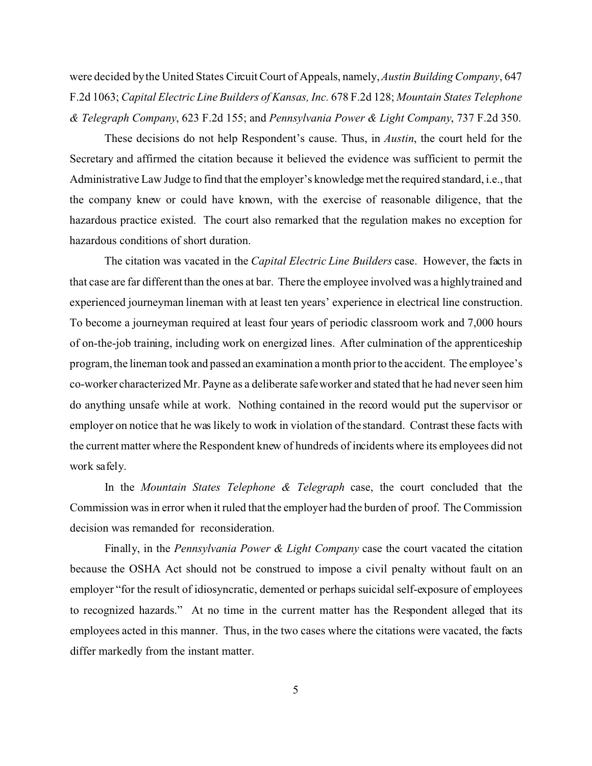were decided by the United States Circuit Court of Appeals, namely, *Austin Building Company*, 647 F.2d 1063; *Capital Electric Line Builders of Kansas, Inc.* 678 F.2d 128; *Mountain States Telephone & Telegraph Company*, 623 F.2d 155; and *Pennsylvania Power & Light Company*, 737 F.2d 350.

These decisions do not help Respondent's cause. Thus, in *Austin*, the court held for the Secretary and affirmed the citation because it believed the evidence was sufficient to permit the Administrative Law Judge to find that the employer's knowledge met the required standard, i.e., that the company knew or could have known, with the exercise of reasonable diligence, that the hazardous practice existed. The court also remarked that the regulation makes no exception for hazardous conditions of short duration.

The citation was vacated in the *Capital Electric Line Builders* case. However, the facts in that case are far different than the ones at bar. There the employee involved was a highly trained and experienced journeyman lineman with at least ten years' experience in electrical line construction. To become a journeyman required at least four years of periodic classroom work and 7,000 hours of on-the-job training, including work on energized lines. After culmination of the apprenticeship program, the lineman took and passed an examination a month prior to the accident. The employee's co-worker characterized Mr. Payne as a deliberate safe worker and stated that he had never seen him do anything unsafe while at work. Nothing contained in the record would put the supervisor or employer on notice that he was likely to work in violation of the standard. Contrast these facts with the current matter where the Respondent knew of hundreds of incidents where its employees did not work safely.

In the *Mountain States Telephone & Telegraph* case, the court concluded that the Commission was in error when it ruled that the employer had the burden of proof. The Commission decision was remanded for reconsideration.

Finally, in the *Pennsylvania Power & Light Company* case the court vacated the citation because the OSHA Act should not be construed to impose a civil penalty without fault on an employer "for the result of idiosyncratic, demented or perhaps suicidal self-exposure of employees to recognized hazards." At no time in the current matter has the Respondent alleged that its employees acted in this manner. Thus, in the two cases where the citations were vacated, the facts differ markedly from the instant matter.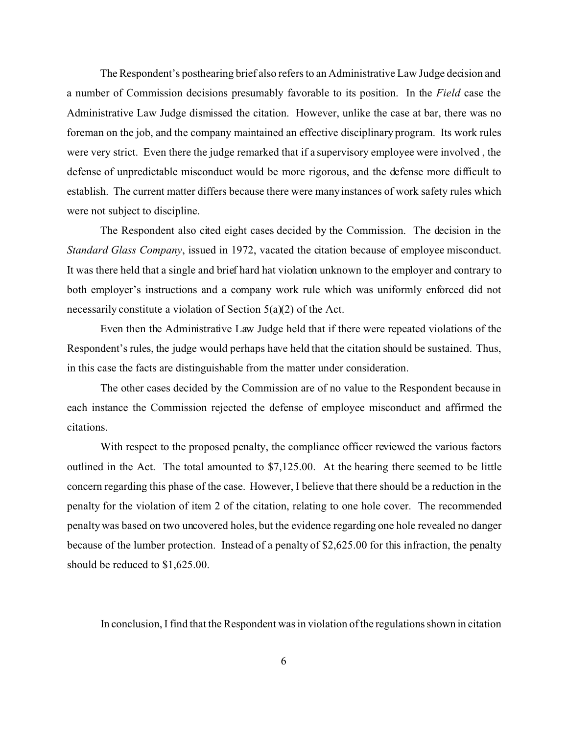The Respondent's posthearing brief also refers to an Administrative Law Judge decision and a number of Commission decisions presumably favorable to its position. In the *Field* case the Administrative Law Judge dismissed the citation. However, unlike the case at bar, there was no foreman on the job, and the company maintained an effective disciplinary program. Its work rules were very strict. Even there the judge remarked that if a supervisory employee were involved , the defense of unpredictable misconduct would be more rigorous, and the defense more difficult to establish. The current matter differs because there were many instances of work safety rules which were not subject to discipline.

The Respondent also cited eight cases decided by the Commission. The decision in the *Standard Glass Company*, issued in 1972, vacated the citation because of employee misconduct. It was there held that a single and brief hard hat violation unknown to the employer and contrary to both employer's instructions and a company work rule which was uniformly enforced did not necessarily constitute a violation of Section 5(a)(2) of the Act.

Even then the Administrative Law Judge held that if there were repeated violations of the Respondent's rules, the judge would perhaps have held that the citation should be sustained. Thus, in this case the facts are distinguishable from the matter under consideration.

The other cases decided by the Commission are of no value to the Respondent because in each instance the Commission rejected the defense of employee misconduct and affirmed the citations.

With respect to the proposed penalty, the compliance officer reviewed the various factors outlined in the Act. The total amounted to $7,125.00. At the hearing there seemed to be little concern regarding this phase of the case. However, I believe that there should be a reduction in the penalty for the violation of item 2 of the citation, relating to one hole cover. The recommended penalty was based on two uncovered holes, but the evidence regarding one hole revealed no danger because of the lumber protection. Instead of a penalty of $2,625.00 for this infraction, the penalty should be reduced to $1,625.00.

In conclusion, I find that the Respondent was in violation of the regulations shown in citation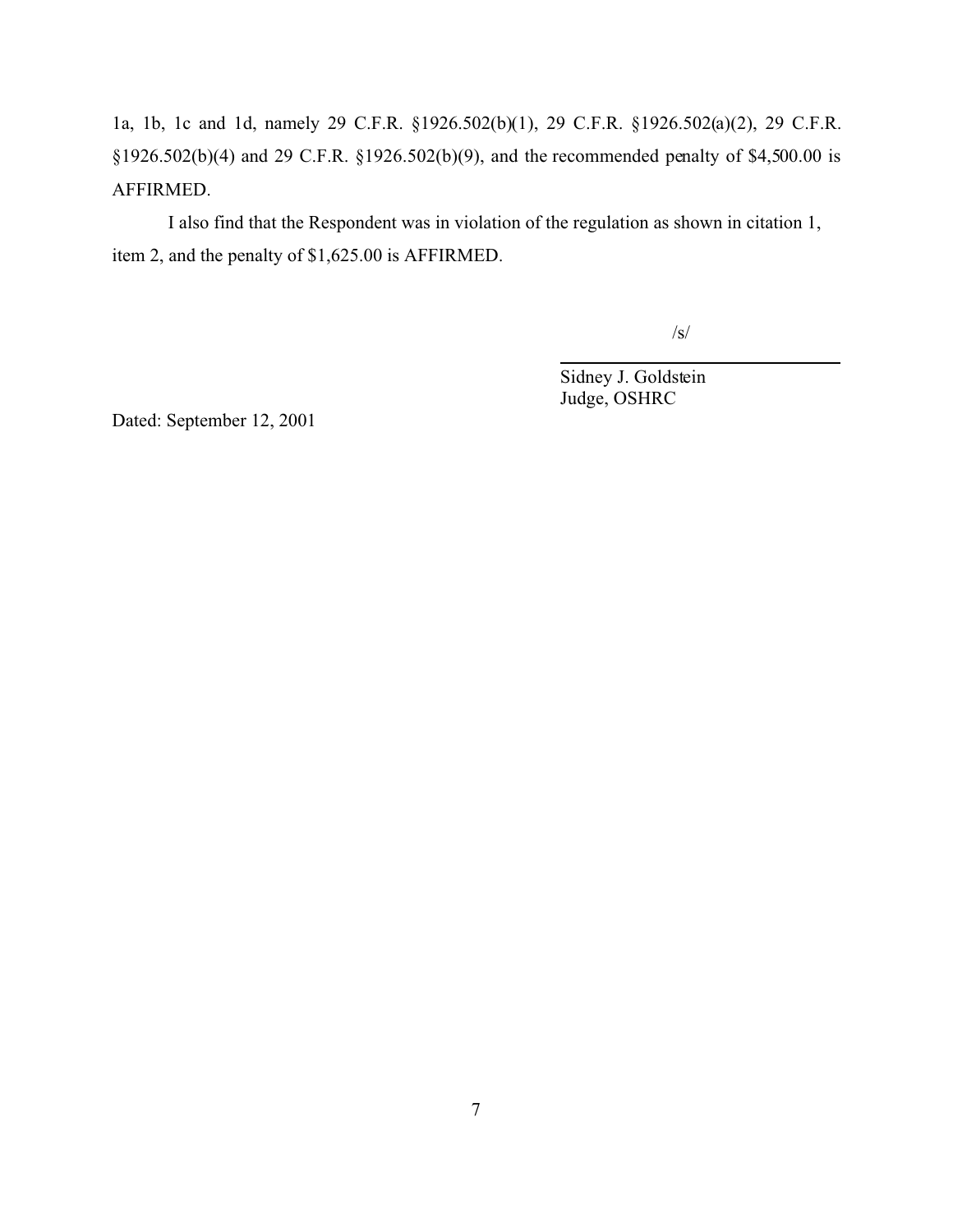1a, 1b, 1c and 1d, namely 29 C.F.R. §1926.502(b)(1), 29 C.F.R. §1926.502(a)(2), 29 C.F.R. §1926.502(b)(4) and 29 C.F.R. §1926.502(b)(9), and the recommended penalty of $4,500.00 is AFFIRMED.

I also find that the Respondent was in violation of the regulation as shown in citation 1, item 2, and the penalty of $1,625.00 is AFFIRMED.

/s/

Sidney J. Goldstein
Judge, OSHRC

Dated: September 12, 2001